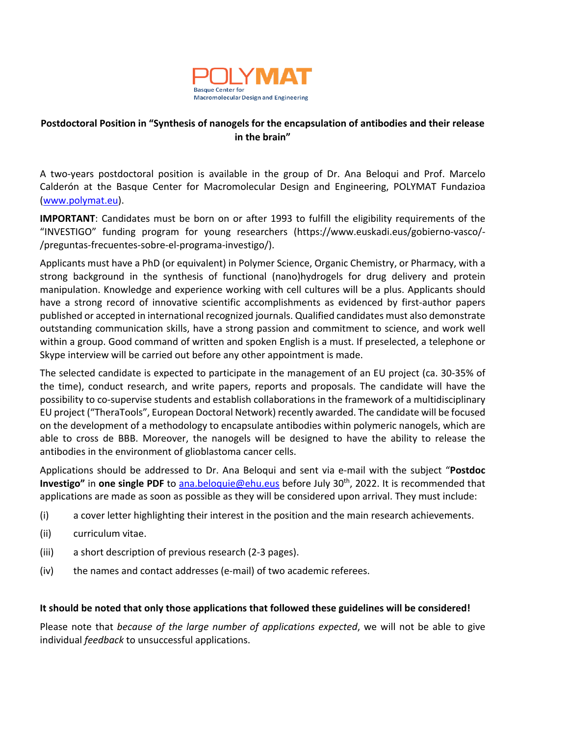POLYMAT
Basque Center for
Macromolecular Design and Engineering

**Postdoctoral Position in "Synthesis of nanogels for the encapsulation of antibodies and their release in the brain"**

A two-years postdoctoral position is available in the group of Dr. Ana Beloqui and Prof. Marcelo Calderón at the Basque Center for Macromolecular Design and Engineering, POLYMAT Fundazioa (www.polymat.eu).

**IMPORTANT**: Candidates must be born on or after 1993 to fulfill the eligibility requirements of the "INVESTIGO" funding program for young researchers (https://www.euskadi.eus/gobierno-vasco/-/preguntas-frecuentes-sobre-el-programa-investigo/).

Applicants must have a PhD (or equivalent) in Polymer Science, Organic Chemistry, or Pharmacy, with a strong background in the synthesis of functional (nano)hydrogels for drug delivery and protein manipulation. Knowledge and experience working with cell cultures will be a plus. Applicants should have a strong record of innovative scientific accomplishments as evidenced by first-author papers published or accepted in international recognized journals. Qualified candidates must also demonstrate outstanding communication skills, have a strong passion and commitment to science, and work well within a group. Good command of written and spoken English is a must. If preselected, a telephone or Skype interview will be carried out before any other appointment is made.

The selected candidate is expected to participate in the management of an EU project (ca. 30-35% of the time), conduct research, and write papers, reports and proposals. The candidate will have the possibility to co-supervise students and establish collaborations in the framework of a multidisciplinary EU project ("TheraTools", European Doctoral Network) recently awarded. The candidate will be focused on the development of a methodology to encapsulate antibodies within polymeric nanogels, which are able to cross de BBB. Moreover, the nanogels will be designed to have the ability to release the antibodies in the environment of glioblastoma cancer cells.

Applications should be addressed to Dr. Ana Beloqui and sent via e-mail with the subject "**Postdoc Investigo"** in **one single PDF** to ana.beloquie@ehu.eus before July 30th, 2022. It is recommended that applications are made as soon as possible as they will be considered upon arrival. They must include:

(i) a cover letter highlighting their interest in the position and the main research achievements.

(ii) curriculum vitae.

(iii) a short description of previous research (2-3 pages).

(iv) the names and contact addresses (e-mail) of two academic referees.

**It should be noted that only those applications that followed these guidelines will be considered!**

Please note that *because of the large number of applications expected*, we will not be able to give individual *feedback* to unsuccessful applications.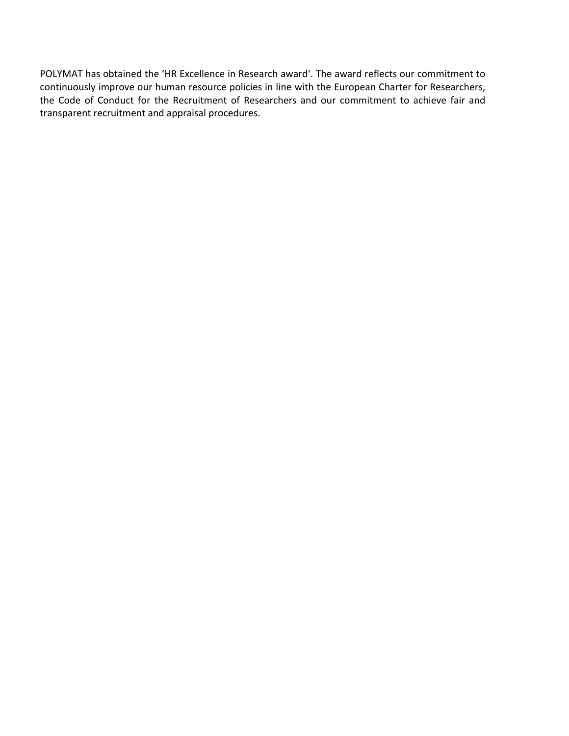POLYMAT has obtained the 'HR Excellence in Research award'. The award reflects our commitment to continuously improve our human resource policies in line with the European Charter for Researchers, the Code of Conduct for the Recruitment of Researchers and our commitment to achieve fair and transparent recruitment and appraisal procedures.